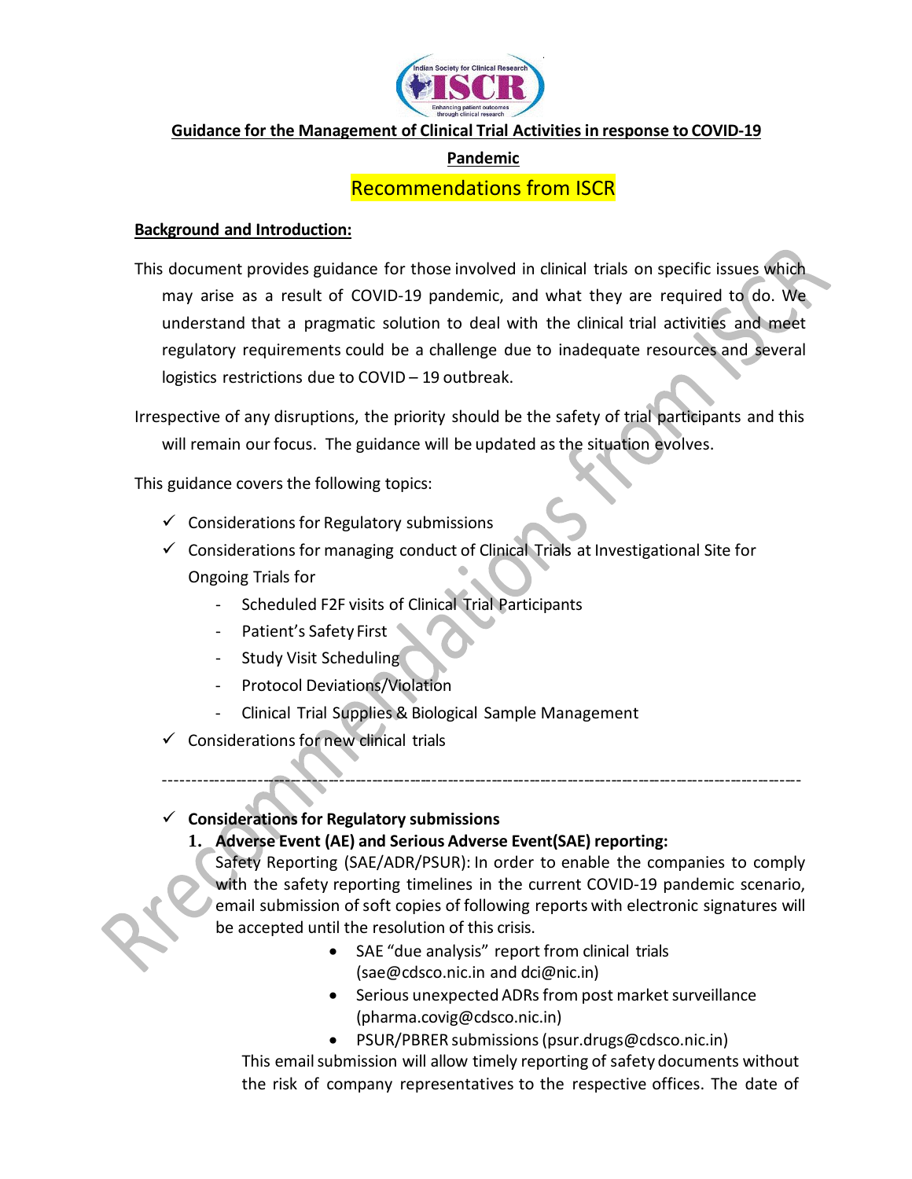## Guidance for the Management of Clinical Trial Activities in response to COVID-19 Pandemic

### Recommendations from ISCR

**Background and Introduction:**

This document provides guidance for those involved in clinical trials on specific issues which may arise as a result of COVID-19 pandemic, and what they are required to do. We understand that a pragmatic solution to deal with the clinical trial activities and meet regulatory requirements could be a challenge due to inadequate resources and several logistics restrictions due to COVID – 19 outbreak.

Irrespective of any disruptions, the priority should be the safety of trial participants and this will remain our focus. The guidance will be updated as the situation evolves.

This guidance covers the following topics:

- ✓ Considerations for Regulatory submissions
- ✓ Considerations for managing conduct of Clinical Trials at Investigational Site for Ongoing Trials for
  - Scheduled F2F visits of Clinical Trial Participants
  - Patient's Safety First
  - Study Visit Scheduling
  - Protocol Deviations/Violation
  - Clinical Trial Supplies & Biological Sample Management
- ✓ Considerations for new clinical trials

---

- ✓ **Considerations for Regulatory submissions**
  1. **Adverse Event (AE) and Serious Adverse Event(SAE) reporting:**

     Safety Reporting (SAE/ADR/PSUR): In order to enable the companies to comply with the safety reporting timelines in the current COVID-19 pandemic scenario, email submission of soft copies of following reports with electronic signatures will be accepted until the resolution of this crisis.

     - SAE "due analysis" report from clinical trials (sae@cdsco.nic.in and dci@nic.in)
     - Serious unexpected ADRs from post market surveillance (pharma.covig@cdsco.nic.in)
     - PSUR/PBRER submissions (psur.drugs@cdsco.nic.in)

     This email submission will allow timely reporting of safety documents without the risk of company representatives to the respective offices. The date of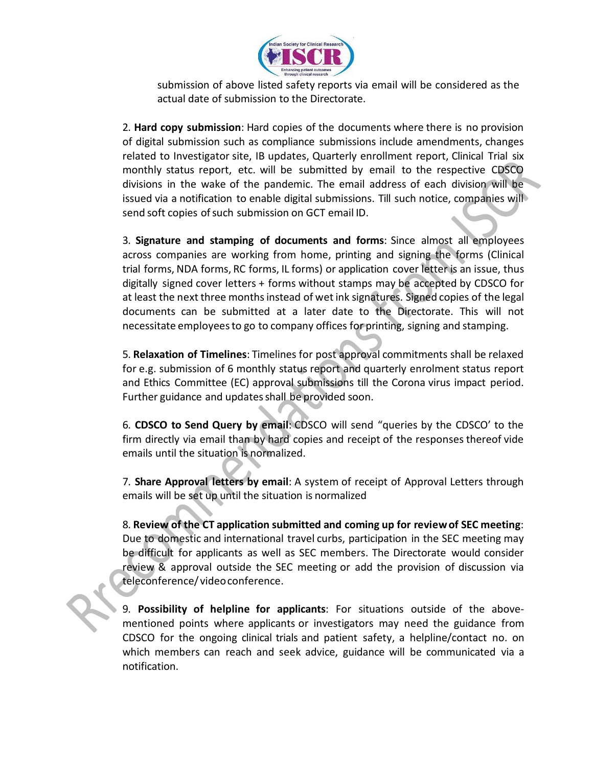submission of above listed safety reports via email will be considered as the actual date of submission to the Directorate.

2. **Hard copy submission**: Hard copies of the documents where there is no provision of digital submission such as compliance submissions include amendments, changes related to Investigator site, IB updates, Quarterly enrollment report, Clinical Trial six monthly status report, etc. will be submitted by email to the respective CDSCO divisions in the wake of the pandemic. The email address of each division will be issued via a notification to enable digital submissions. Till such notice, companies will send soft copies of such submission on GCT email ID.

3. **Signature and stamping of documents and forms**: Since almost all employees across companies are working from home, printing and signing the forms (Clinical trial forms, NDA forms, RC forms, IL forms) or application cover letter is an issue, thus digitally signed cover letters + forms without stamps may be accepted by CDSCO for at least the next three months instead of wet ink signatures. Signed copies of the legal documents can be submitted at a later date to the Directorate. This will not necessitate employees to go to company offices for printing, signing and stamping.

5. **Relaxation of Timelines**: Timelines for post approval commitments shall be relaxed for e.g. submission of 6 monthly status report and quarterly enrolment status report and Ethics Committee (EC) approval submissions till the Corona virus impact period. Further guidance and updates shall be provided soon.

6. **CDSCO to Send Query by email**: CDSCO will send "queries by the CDSCO' to the firm directly via email than by hard copies and receipt of the responses thereof vide emails until the situation is normalized.

7. **Share Approval letters by email**: A system of receipt of Approval Letters through emails will be set up until the situation is normalized

8. **Review of the CT application submitted and coming up for review of SEC meeting**: Due to domestic and international travel curbs, participation in the SEC meeting may be difficult for applicants as well as SEC members. The Directorate would consider review & approval outside the SEC meeting or add the provision of discussion via teleconference/ video conference.

9. **Possibility of helpline for applicants**: For situations outside of the above-mentioned points where applicants or investigators may need the guidance from CDSCO for the ongoing clinical trials and patient safety, a helpline/contact no. on which members can reach and seek advice, guidance will be communicated via a notification.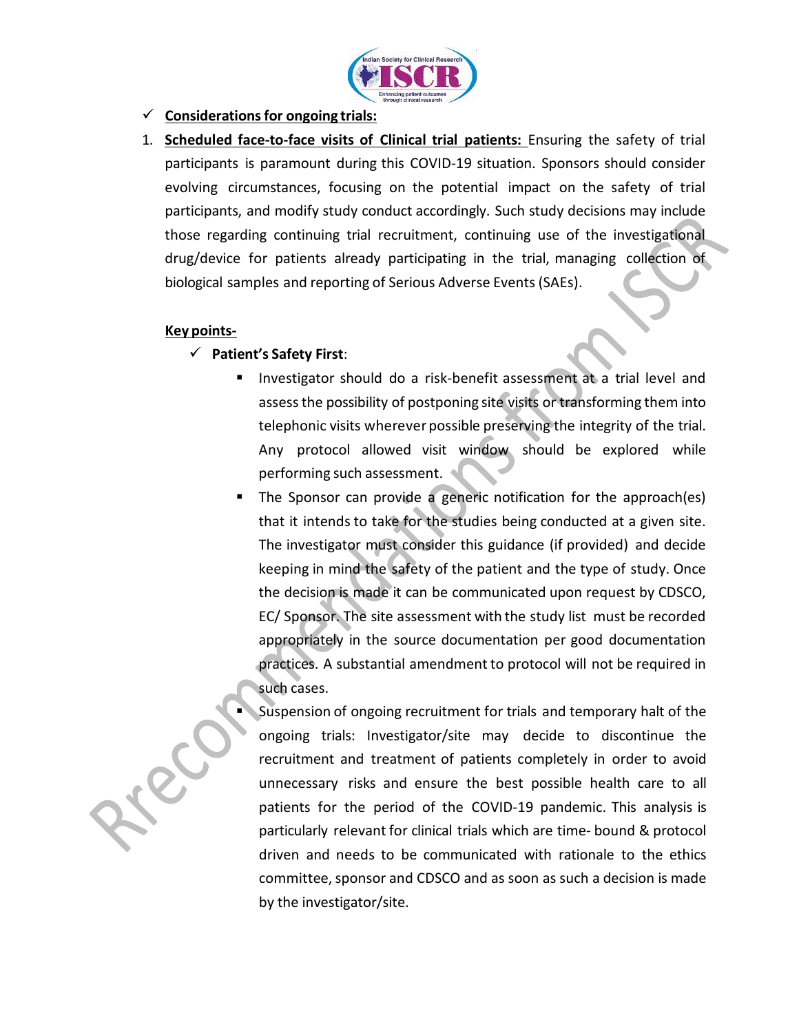- ✓ **Considerations for ongoing trials:**

1. **Scheduled face-to-face visits of Clinical trial patients:** Ensuring the safety of trial participants is paramount during this COVID-19 situation. Sponsors should consider evolving circumstances, focusing on the potential impact on the safety of trial participants, and modify study conduct accordingly. Such study decisions may include those regarding continuing trial recruitment, continuing use of the investigational drug/device for patients already participating in the trial, managing collection of biological samples and reporting of Serious Adverse Events (SAEs).

   **Key points-**

   - ✓ **Patient's Safety First**:
     - Investigator should do a risk-benefit assessment at a trial level and assess the possibility of postponing site visits or transforming them into telephonic visits wherever possible preserving the integrity of the trial. Any protocol allowed visit window should be explored while performing such assessment.
     - The Sponsor can provide a generic notification for the approach(es) that it intends to take for the studies being conducted at a given site. The investigator must consider this guidance (if provided) and decide keeping in mind the safety of the patient and the type of study. Once the decision is made it can be communicated upon request by CDSCO, EC/ Sponsor. The site assessment with the study list must be recorded appropriately in the source documentation per good documentation practices. A substantial amendment to protocol will not be required in such cases.
     - Suspension of ongoing recruitment for trials and temporary halt of the ongoing trials: Investigator/site may decide to discontinue the recruitment and treatment of patients completely in order to avoid unnecessary risks and ensure the best possible health care to all patients for the period of the COVID-19 pandemic. This analysis is particularly relevant for clinical trials which are time- bound & protocol driven and needs to be communicated with rationale to the ethics committee, sponsor and CDSCO and as soon as such a decision is made by the investigator/site.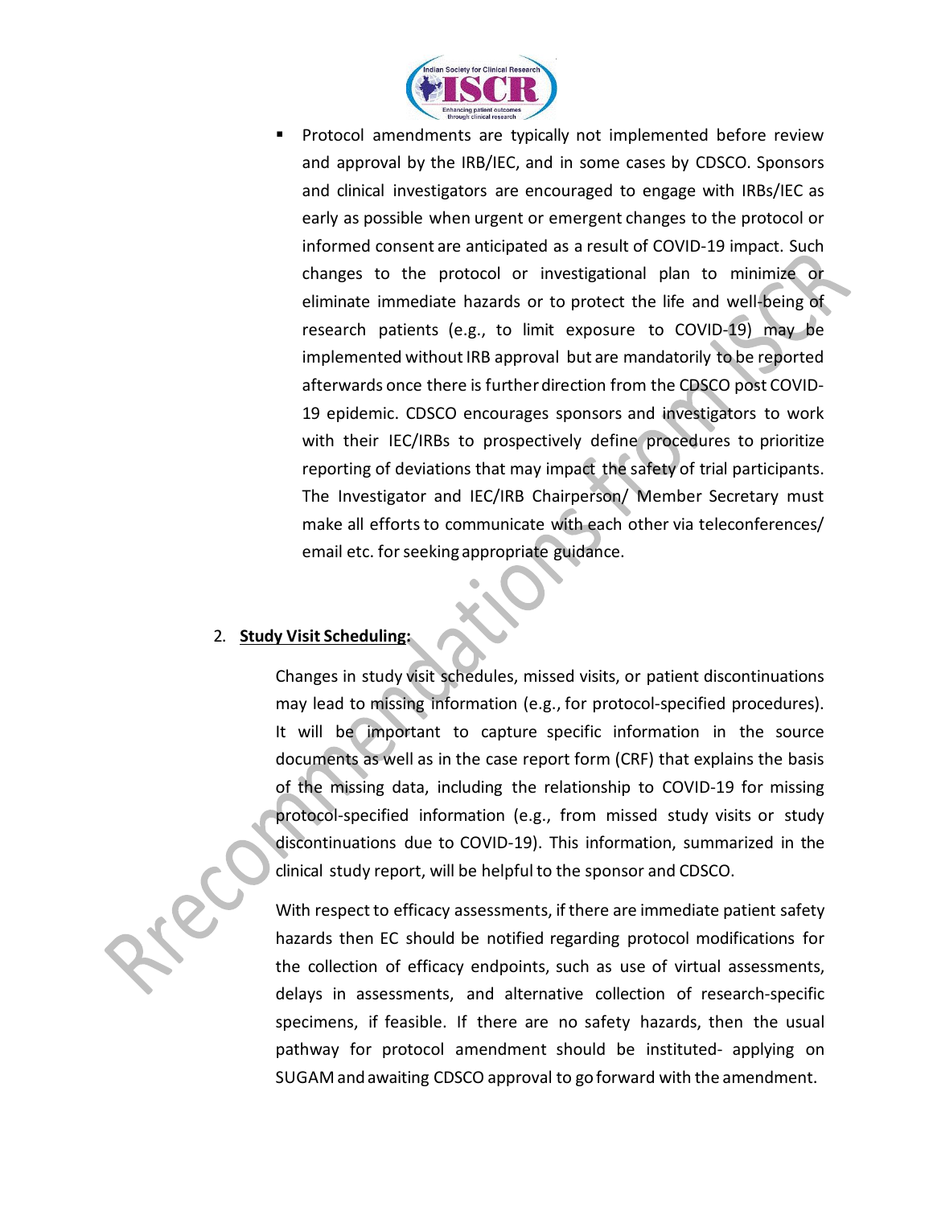- Protocol amendments are typically not implemented before review and approval by the IRB/IEC, and in some cases by CDSCO. Sponsors and clinical investigators are encouraged to engage with IRBs/IEC as early as possible when urgent or emergent changes to the protocol or informed consent are anticipated as a result of COVID-19 impact. Such changes to the protocol or investigational plan to minimize or eliminate immediate hazards or to protect the life and well-being of research patients (e.g., to limit exposure to COVID-19) may be implemented without IRB approval but are mandatorily to be reported afterwards once there is further direction from the CDSCO post COVID-19 epidemic. CDSCO encourages sponsors and investigators to work with their IEC/IRBs to prospectively define procedures to prioritize reporting of deviations that may impact the safety of trial participants. The Investigator and IEC/IRB Chairperson/ Member Secretary must make all efforts to communicate with each other via teleconferences/ email etc. for seeking appropriate guidance.

2. **Study Visit Scheduling:**

   Changes in study visit schedules, missed visits, or patient discontinuations may lead to missing information (e.g., for protocol-specified procedures). It will be important to capture specific information in the source documents as well as in the case report form (CRF) that explains the basis of the missing data, including the relationship to COVID-19 for missing protocol-specified information (e.g., from missed study visits or study discontinuations due to COVID-19). This information, summarized in the clinical study report, will be helpful to the sponsor and CDSCO.

   With respect to efficacy assessments, if there are immediate patient safety hazards then EC should be notified regarding protocol modifications for the collection of efficacy endpoints, such as use of virtual assessments, delays in assessments, and alternative collection of research-specific specimens, if feasible. If there are no safety hazards, then the usual pathway for protocol amendment should be instituted- applying on SUGAM and awaiting CDSCO approval to go forward with the amendment.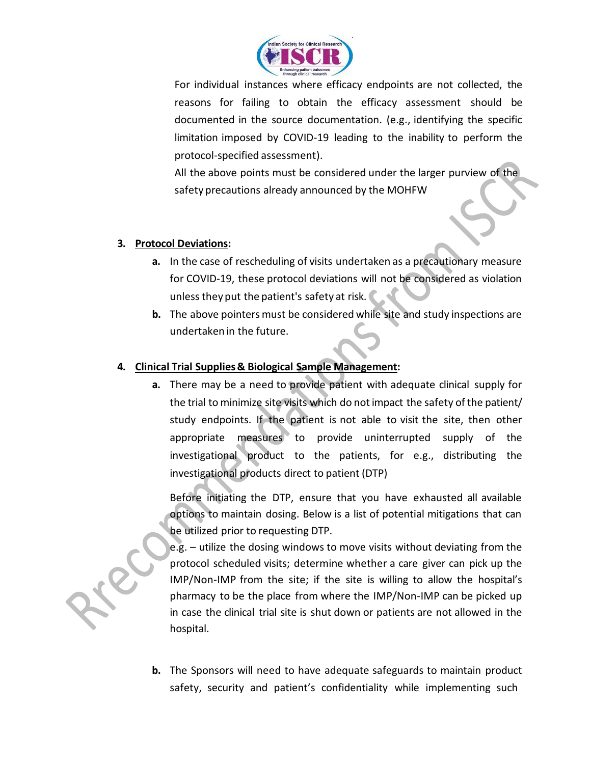For individual instances where efficacy endpoints are not collected, the reasons for failing to obtain the efficacy assessment should be documented in the source documentation. (e.g., identifying the specific limitation imposed by COVID-19 leading to the inability to perform the protocol-specified assessment).

All the above points must be considered under the larger purview of the safety precautions already announced by the MOHFW

3. **Protocol Deviations:**
   - **a.** In the case of rescheduling of visits undertaken as a precautionary measure for COVID-19, these protocol deviations will not be considered as violation unless they put the patient's safety at risk.
   - **b.** The above pointers must be considered while site and study inspections are undertaken in the future.

4. **Clinical Trial Supplies & Biological Sample Management:**
   - **a.** There may be a need to provide patient with adequate clinical supply for the trial to minimize site visits which do not impact the safety of the patient/ study endpoints. If the patient is not able to visit the site, then other appropriate measures to provide uninterrupted supply of the investigational product to the patients, for e.g., distributing the investigational products direct to patient (DTP)

     Before initiating the DTP, ensure that you have exhausted all available options to maintain dosing. Below is a list of potential mitigations that can be utilized prior to requesting DTP.

     e.g. – utilize the dosing windows to move visits without deviating from the protocol scheduled visits; determine whether a care giver can pick up the IMP/Non-IMP from the site; if the site is willing to allow the hospital's pharmacy to be the place from where the IMP/Non-IMP can be picked up in case the clinical trial site is shut down or patients are not allowed in the hospital.

   - **b.** The Sponsors will need to have adequate safeguards to maintain product safety, security and patient's confidentiality while implementing such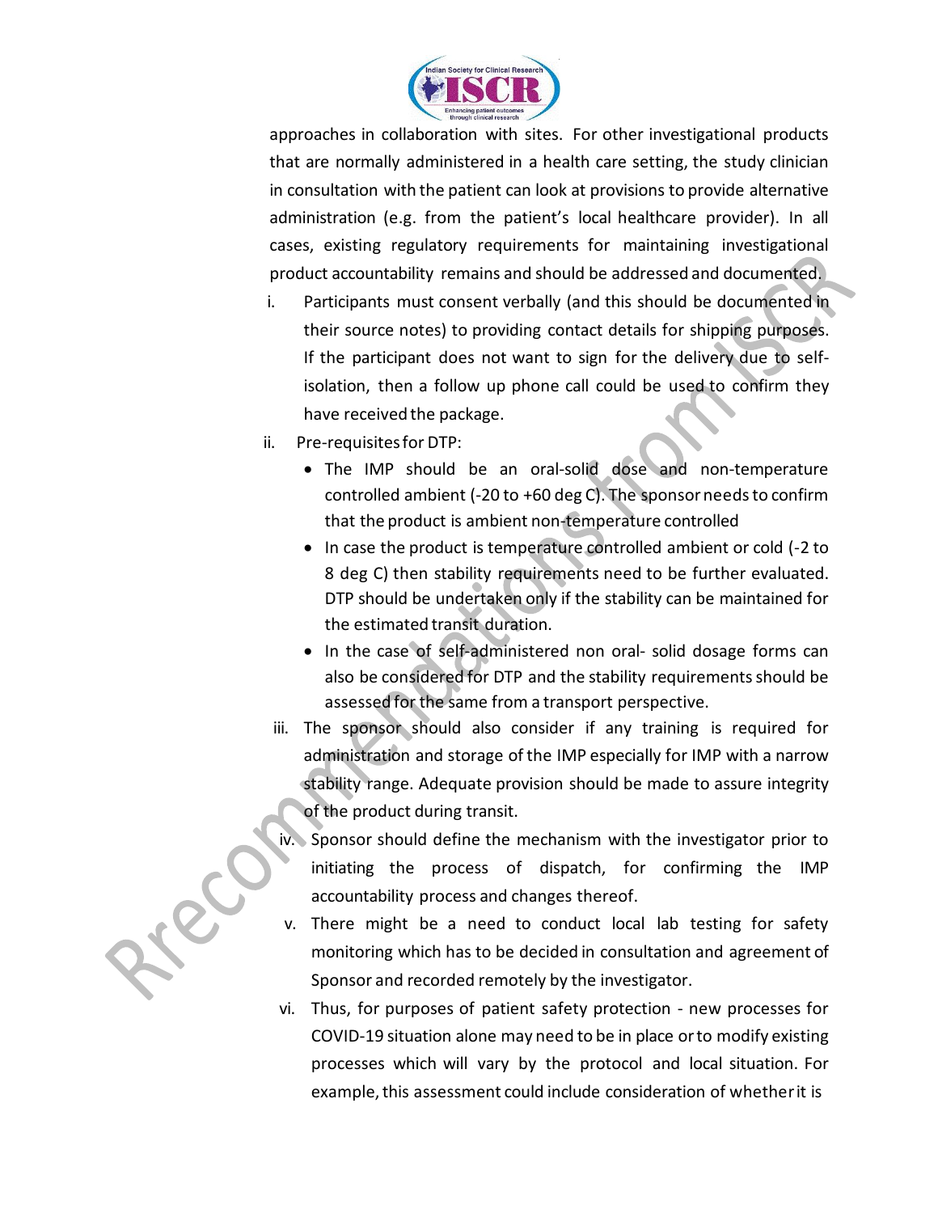approaches in collaboration with sites. For other investigational products that are normally administered in a health care setting, the study clinician in consultation with the patient can look at provisions to provide alternative administration (e.g. from the patient's local healthcare provider). In all cases, existing regulatory requirements for maintaining investigational product accountability remains and should be addressed and documented.

i. Participants must consent verbally (and this should be documented in their source notes) to providing contact details for shipping purposes. If the participant does not want to sign for the delivery due to self-isolation, then a follow up phone call could be used to confirm they have received the package.

ii. Pre-requisites for DTP:
   - The IMP should be an oral-solid dose and non-temperature controlled ambient (-20 to +60 deg C). The sponsor needs to confirm that the product is ambient non-temperature controlled
   - In case the product is temperature controlled ambient or cold (-2 to 8 deg C) then stability requirements need to be further evaluated. DTP should be undertaken only if the stability can be maintained for the estimated transit duration.
   - In the case of self-administered non oral- solid dosage forms can also be considered for DTP and the stability requirements should be assessed for the same from a transport perspective.

iii. The sponsor should also consider if any training is required for administration and storage of the IMP especially for IMP with a narrow stability range. Adequate provision should be made to assure integrity of the product during transit.

iv. Sponsor should define the mechanism with the investigator prior to initiating the process of dispatch, for confirming the IMP accountability process and changes thereof.

v. There might be a need to conduct local lab testing for safety monitoring which has to be decided in consultation and agreement of Sponsor and recorded remotely by the investigator.

vi. Thus, for purposes of patient safety protection - new processes for COVID-19 situation alone may need to be in place or to modify existing processes which will vary by the protocol and local situation. For example, this assessment could include consideration of whether it is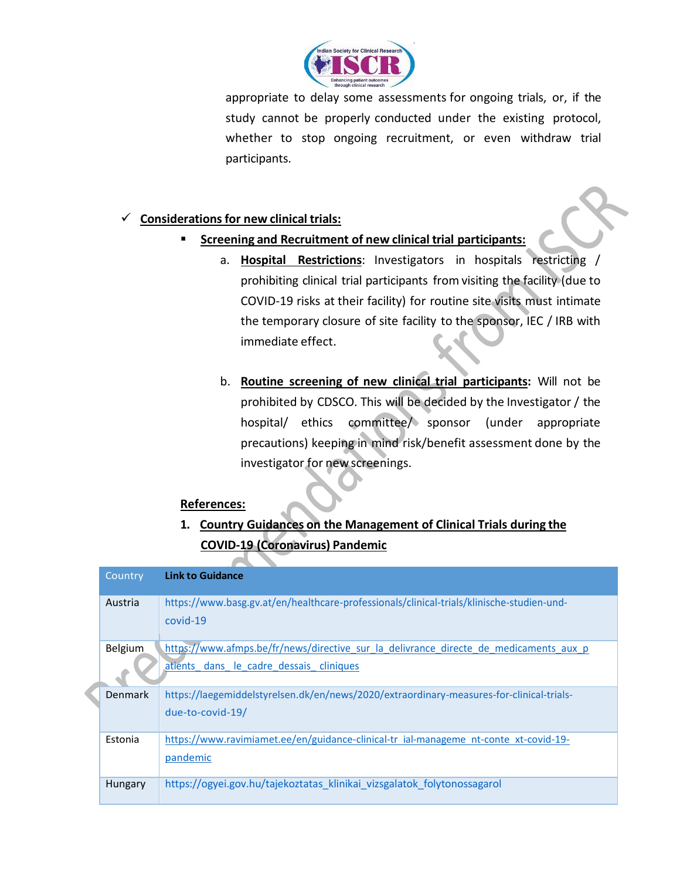appropriate to delay some assessments for ongoing trials, or, if the study cannot be properly conducted under the existing protocol, whether to stop ongoing recruitment, or even withdraw trial participants.

✓ **Considerations for new clinical trials:**

- **Screening and Recruitment of new clinical trial participants:**
  a. **Hospital Restrictions**: Investigators in hospitals restricting / prohibiting clinical trial participants from visiting the facility (due to COVID-19 risks at their facility) for routine site visits must intimate the temporary closure of site facility to the sponsor, IEC / IRB with immediate effect.

  b. **Routine screening of new clinical trial participants:** Will not be prohibited by CDSCO. This will be decided by the Investigator / the hospital/ ethics committee/ sponsor (under appropriate precautions) keeping in mind risk/benefit assessment done by the investigator for new screenings.

**References:**

1. **Country Guidances on the Management of Clinical Trials during the COVID-19 (Coronavirus) Pandemic**

| Country | Link to Guidance |
|---|---|
| Austria | https://www.basg.gv.at/en/healthcare-professionals/clinical-trials/klinische-studien-und-covid-19 |
| Belgium | https://www.afmps.be/fr/news/directive_sur_la_delivrance_directe_de_medicaments_aux_patients_dans_le_cadre_dessais_cliniques |
| Denmark | https://laegemiddelstyrelsen.dk/en/news/2020/extraordinary-measures-for-clinical-trials-due-to-covid-19/ |
| Estonia | https://www.ravimiamet.ee/en/guidance-clinical-trial-management-context-covid-19-pandemic |
| Hungary | https://ogyei.gov.hu/tajekoztatas_klinikai_vizsgalatok_folytonossagarol |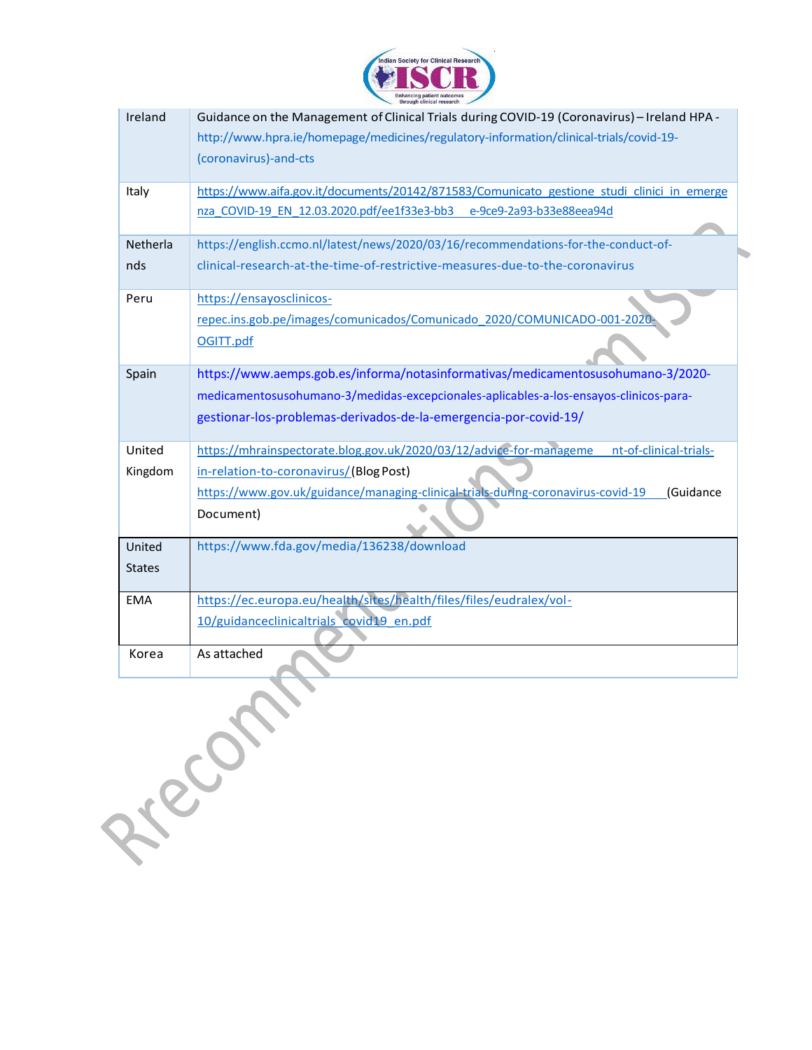| | |
|---|---|
| Ireland | Guidance on the Management of Clinical Trials during COVID-19 (Coronavirus) – Ireland HPA - http://www.hpra.ie/homepage/medicines/regulatory-information/clinical-trials/covid-19-(coronavirus)-and-cts |
| Italy | https://www.aifa.gov.it/documents/20142/871583/Comunicato_gestione_studi_clinici_in_emergenza_COVID-19_EN_12.03.2020.pdf/ee1f33e3-bb3e-9ce9-2a93-b33e88eea94d |
| Netherlands | https://english.ccmo.nl/latest/news/2020/03/16/recommendations-for-the-conduct-of-clinical-research-at-the-time-of-restrictive-measures-due-to-the-coronavirus |
| Peru | https://ensayosclinicos-repec.ins.gob.pe/images/comunicados/Comunicado_2020/COMUNICADO-001-2020-OGITT.pdf |
| Spain | https://www.aemps.gob.es/informa/notasinformativas/medicamentosusohumano-3/2020-medicamentosusohumano-3/medidas-excepcionales-aplicables-a-los-ensayos-clinicos-para-gestionar-los-problemas-derivados-de-la-emergencia-por-covid-19/ |
| United Kingdom | https://mhrainspectorate.blog.gov.uk/2020/03/12/advice-for-management-of-clinical-trials-in-relation-to-coronavirus/ (Blog Post)<br>https://www.gov.uk/guidance/managing-clinical-trials-during-coronavirus-covid-19 (Guidance Document) |
| United States | https://www.fda.gov/media/136238/download |
| EMA | https://ec.europa.eu/health/sites/health/files/files/eudralex/vol-10/guidanceclinicaltrials_covid19_en.pdf |
| Korea | As attached |